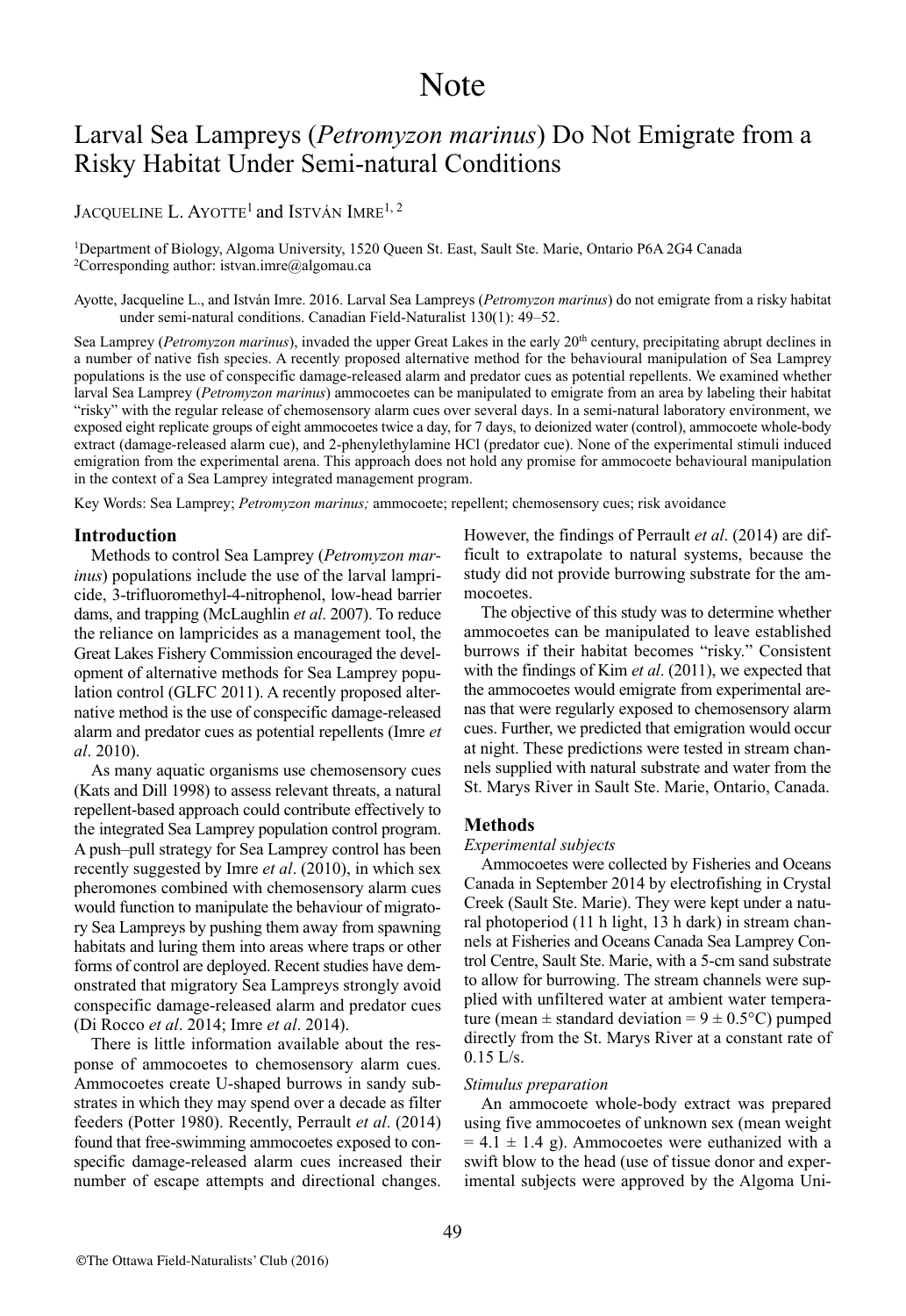# Note

## Larval Sea Lampreys (*Petromyzon marinus*) Do Not Emigrate from a Risky Habitat Under Semi-natural Conditions

JACQUELINE L. AYOTTE[1] and ISTVÁN IMRE[1, 2]

[1]Department of Biology, Algoma University, 1520 Queen St. East, Sault Ste. Marie, Ontario P6A 2G4 Canada
[2]Corresponding author: istvan.imre@algomau.ca

Ayotte, Jacqueline L., and István Imre. 2016. Larval Sea Lampreys (*Petromyzon marinus*) do not emigrate from a risky habitat under semi-natural conditions. Canadian Field-Naturalist 130(1): 49–52.

Sea Lamprey (*Petromyzon marinus*), invaded the upper Great Lakes in the early 20[th] century, precipitating abrupt declines in a number of native fish species. A recently proposed alternative method for the behavioural manipulation of Sea Lamprey populations is the use of conspecific damage-released alarm and predator cues as potential repellents. We examined whether larval Sea Lamprey (*Petromyzon marinus*) ammocoetes can be manipulated to emigrate from an area by labeling their habitat "risky" with the regular release of chemosensory alarm cues over several days. In a semi-natural laboratory environment, we exposed eight replicate groups of eight ammocoetes twice a day, for 7 days, to deionized water (control), ammocoete whole-body extract (damage-released alarm cue), and 2-phenylethylamine HCl (predator cue). None of the experimental stimuli induced emigration from the experimental arena. This approach does not hold any promise for ammocoete behavioural manipulation in the context of a Sea Lamprey integrated management program.

Key Words: Sea Lamprey; *Petromyzon marinus;* ammocoete; repellent; chemosensory cues; risk avoidance

### Introduction

Methods to control Sea Lamprey (*Petromyzon marinus*) populations include the use of the larval lampricide, 3-trifluoromethyl-4-nitrophenol, low-head barrier dams, and trapping (McLaughlin *et al*. 2007). To reduce the reliance on lampricides as a management tool, the Great Lakes Fishery Commission encouraged the development of alternative methods for Sea Lamprey population control (GLFC 2011). A recently proposed alternative method is the use of conspecific damage-released alarm and predator cues as potential repellents (Imre *et al*. 2010).

As many aquatic organisms use chemosensory cues (Kats and Dill 1998) to assess relevant threats, a natural repellent-based approach could contribute effectively to the integrated Sea Lamprey population control program. A push–pull strategy for Sea Lamprey control has been recently suggested by Imre *et al*. (2010), in which sex pheromones combined with chemosensory alarm cues would function to manipulate the behaviour of migratory Sea Lampreys by pushing them away from spawning habitats and luring them into areas where traps or other forms of control are deployed. Recent studies have demonstrated that migratory Sea Lampreys strongly avoid conspecific damage-released alarm and predator cues (Di Rocco *et al*. 2014; Imre *et al*. 2014).

There is little information available about the response of ammocoetes to chemosensory alarm cues. Ammocoetes create U-shaped burrows in sandy substrates in which they may spend over a decade as filter feeders (Potter 1980). Recently, Perrault *et al*. (2014) found that free-swimming ammocoetes exposed to conspecific damage-released alarm cues increased their number of escape attempts and directional changes. However, the findings of Perrault *et al*. (2014) are difficult to extrapolate to natural systems, because the study did not provide burrowing substrate for the ammocoetes.

The objective of this study was to determine whether ammocoetes can be manipulated to leave established burrows if their habitat becomes "risky." Consistent with the findings of Kim *et al*. (2011), we expected that the ammocoetes would emigrate from experimental arenas that were regularly exposed to chemosensory alarm cues. Further, we predicted that emigration would occur at night. These predictions were tested in stream channels supplied with natural substrate and water from the St. Marys River in Sault Ste. Marie, Ontario, Canada.

### Methods

#### *Experimental subjects*

Ammocoetes were collected by Fisheries and Oceans Canada in September 2014 by electrofishing in Crystal Creek (Sault Ste. Marie). They were kept under a natural photoperiod (11 h light, 13 h dark) in stream channels at Fisheries and Oceans Canada Sea Lamprey Control Centre, Sault Ste. Marie, with a 5-cm sand substrate to allow for burrowing. The stream channels were supplied with unfiltered water at ambient water temperature (mean ± standard deviation = 9 ± 0.5°C) pumped directly from the St. Marys River at a constant rate of 0.15 L/s.

#### *Stimulus preparation*

An ammocoete whole-body extract was prepared using five ammocoetes of unknown sex (mean weight = 4.1 ± 1.4 g). Ammocoetes were euthanized with a swift blow to the head (use of tissue donor and experimental subjects were approved by the Algoma Uni-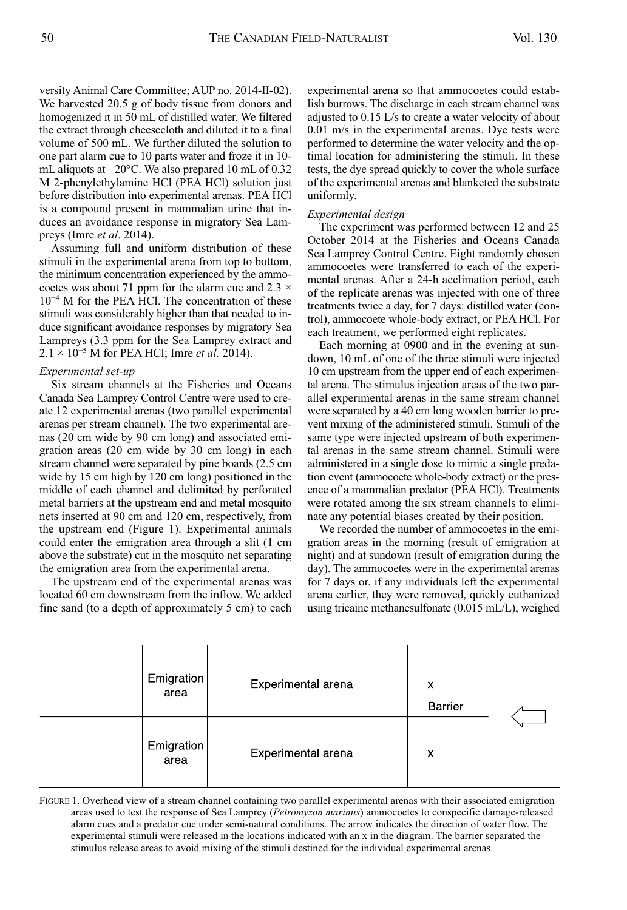versity Animal Care Committee; AUP no. 2014-II-02). We harvested 20.5 g of body tissue from donors and homogenized it in 50 mL of distilled water. We filtered the extract through cheesecloth and diluted it to a final volume of 500 mL. We further diluted the solution to one part alarm cue to 10 parts water and froze it in 10-mL aliquots at −20°C. We also prepared 10 mL of 0.32 M 2-phenylethylamine HCl (PEA HCl) solution just before distribution into experimental arenas. PEA HCl is a compound present in mammalian urine that induces an avoidance response in migratory Sea Lampreys (Imre *et al*. 2014).

Assuming full and uniform distribution of these stimuli in the experimental arena from top to bottom, the minimum concentration experienced by the ammocoetes was about 71 ppm for the alarm cue and $2.3 \times 10^{-4}$ M for the PEA HCl. The concentration of these stimuli was considerably higher than that needed to induce significant avoidance responses by migratory Sea Lampreys (3.3 ppm for the Sea Lamprey extract and $2.1 \times 10^{-5}$ M for PEA HCl; Imre *et al.* 2014).

*Experimental set-up*

Six stream channels at the Fisheries and Oceans Canada Sea Lamprey Control Centre were used to create 12 experimental arenas (two parallel experimental arenas per stream channel). The two experimental arenas (20 cm wide by 90 cm long) and associated emigration areas (20 cm wide by 30 cm long) in each stream channel were separated by pine boards (2.5 cm wide by 15 cm high by 120 cm long) positioned in the middle of each channel and delimited by perforated metal barriers at the upstream end and metal mosquito nets inserted at 90 cm and 120 cm, respectively, from the upstream end (Figure 1). Experimental animals could enter the emigration area through a slit (1 cm above the substrate) cut in the mosquito net separating the emigration area from the experimental arena.

The upstream end of the experimental arenas was located 60 cm downstream from the inflow. We added fine sand (to a depth of approximately 5 cm) to each experimental arena so that ammocoetes could establish burrows. The discharge in each stream channel was adjusted to 0.15 L/s to create a water velocity of about 0.01 m/s in the experimental arenas. Dye tests were performed to determine the water velocity and the optimal location for administering the stimuli. In these tests, the dye spread quickly to cover the whole surface of the experimental arenas and blanketed the substrate uniformly.

*Experimental design*

The experiment was performed between 12 and 25 October 2014 at the Fisheries and Oceans Canada Sea Lamprey Control Centre. Eight randomly chosen ammocoetes were transferred to each of the experimental arenas. After a 24-h acclimation period, each of the replicate arenas was injected with one of three treatments twice a day, for 7 days: distilled water (control), ammocoete whole-body extract, or PEA HCl. For each treatment, we performed eight replicates.

Each morning at 0900 and in the evening at sundown, 10 mL of one of the three stimuli were injected 10 cm upstream from the upper end of each experimental arena. The stimulus injection areas of the two parallel experimental arenas in the same stream channel were separated by a 40 cm long wooden barrier to prevent mixing of the administered stimuli. Stimuli of the same type were injected upstream of both experimental arenas in the same stream channel. Stimuli were administered in a single dose to mimic a single predation event (ammocoete whole-body extract) or the presence of a mammalian predator (PEA HCl). Treatments were rotated among the six stream channels to eliminate any potential biases created by their position.

We recorded the number of ammocoetes in the emigration areas in the morning (result of emigration at night) and at sundown (result of emigration during the day). The ammocoetes were in the experimental arenas for 7 days or, if any individuals left the experimental arena earlier, they were removed, quickly euthanized using tricaine methanesulfonate (0.015 mL/L), weighed

| | Emigration area | Experimental arena | x<br>Barrier | ⇦ |
|---|---|---|---|---|
| | Emigration area | Experimental arena | x | |

FIGURE 1. Overhead view of a stream channel containing two parallel experimental arenas with their associated emigration areas used to test the response of Sea Lamprey (*Petromyzon marinus*) ammocoetes to conspecific damage-released alarm cues and a predator cue under semi-natural conditions. The arrow indicates the direction of water flow. The experimental stimuli were released in the locations indicated with an x in the diagram. The barrier separated the stimulus release areas to avoid mixing of the stimuli destined for the individual experimental arenas.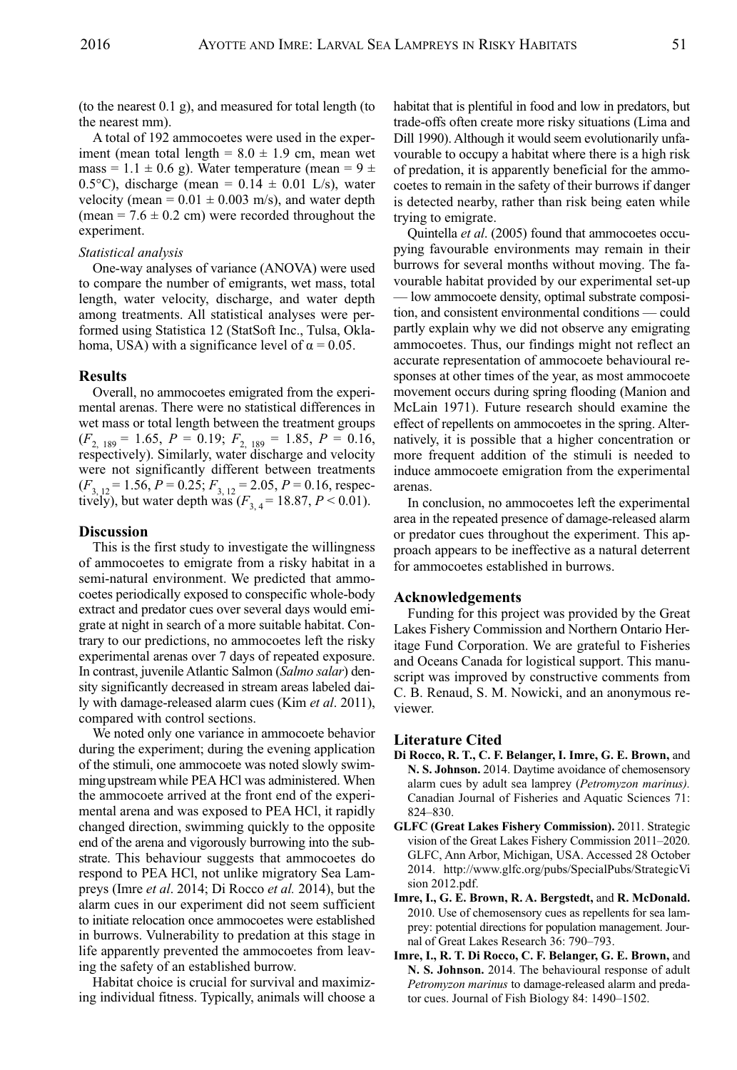(to the nearest 0.1 g), and measured for total length (to the nearest mm).

A total of 192 ammocoetes were used in the experiment (mean total length = 8.0 ± 1.9 cm, mean wet mass = 1.1 ± 0.6 g). Water temperature (mean = 9 ± 0.5°C), discharge (mean = 0.14 ± 0.01 L/s), water velocity (mean = 0.01 ± 0.003 m/s), and water depth (mean = 7.6 ± 0.2 cm) were recorded throughout the experiment.

*Statistical analysis*

One-way analyses of variance (ANOVA) were used to compare the number of emigrants, wet mass, total length, water velocity, discharge, and water depth among treatments. All statistical analyses were performed using Statistica 12 (StatSoft Inc., Tulsa, Oklahoma, USA) with a significance level of $\alpha = 0.05$.

## Results

Overall, no ammocoetes emigrated from the experimental arenas. There were no statistical differences in wet mass or total length between the treatment groups ($F_{2,\,189} = 1.65$, $P = 0.19$; $F_{2,\,189} = 1.85$, $P = 0.16$, respectively). Similarly, water discharge and velocity were not significantly different between treatments ($F_{3,\,12} = 1.56$, $P = 0.25$; $F_{3,\,12} = 2.05$, $P = 0.16$, respectively), but water depth was ($F_{3,\,4} = 18.87$, $P < 0.01$).

## Discussion

This is the first study to investigate the willingness of ammocoetes to emigrate from a risky habitat in a semi-natural environment. We predicted that ammocoetes periodically exposed to conspecific whole-body extract and predator cues over several days would emigrate at night in search of a more suitable habitat. Contrary to our predictions, no ammocoetes left the risky experimental arenas over 7 days of repeated exposure. In contrast, juvenile Atlantic Salmon (*Salmo salar*) density significantly decreased in stream areas labeled daily with damage-released alarm cues (Kim *et al*. 2011), compared with control sections.

We noted only one variance in ammocoete behavior during the experiment; during the evening application of the stimuli, one ammocoete was noted slowly swimming upstream while PEA HCl was administered. When the ammocoete arrived at the front end of the experimental arena and was exposed to PEA HCl, it rapidly changed direction, swimming quickly to the opposite end of the arena and vigorously burrowing into the substrate. This behaviour suggests that ammocoetes do respond to PEA HCl, not unlike migratory Sea Lampreys (Imre *et al*. 2014; Di Rocco *et al.* 2014), but the alarm cues in our experiment did not seem sufficient to initiate relocation once ammocoetes were established in burrows. Vulnerability to predation at this stage in life apparently prevented the ammocoetes from leaving the safety of an established burrow.

Habitat choice is crucial for survival and maximizing individual fitness. Typically, animals will choose a habitat that is plentiful in food and low in predators, but trade-offs often create more risky situations (Lima and Dill 1990). Although it would seem evolutionarily unfavourable to occupy a habitat where there is a high risk of predation, it is apparently beneficial for the ammocoetes to remain in the safety of their burrows if danger is detected nearby, rather than risk being eaten while trying to emigrate.

Quintella *et al*. (2005) found that ammocoetes occupying favourable environments may remain in their burrows for several months without moving. The favourable habitat provided by our experimental set-up — low ammocoete density, optimal substrate composition, and consistent environmental conditions — could partly explain why we did not observe any emigrating ammocoetes. Thus, our findings might not reflect an accurate representation of ammocoete behavioural responses at other times of the year, as most ammocoete movement occurs during spring flooding (Manion and McLain 1971). Future research should examine the effect of repellents on ammocoetes in the spring. Alternatively, it is possible that a higher concentration or more frequent addition of the stimuli is needed to induce ammocoete emigration from the experimental arenas.

In conclusion, no ammocoetes left the experimental area in the repeated presence of damage-released alarm or predator cues throughout the experiment. This approach appears to be ineffective as a natural deterrent for ammocoetes established in burrows.

## Acknowledgements

Funding for this project was provided by the Great Lakes Fishery Commission and Northern Ontario Heritage Fund Corporation. We are grateful to Fisheries and Oceans Canada for logistical support. This manuscript was improved by constructive comments from C. B. Renaud, S. M. Nowicki, and an anonymous reviewer.

## Literature Cited

**Di Rocco, R. T., C. F. Belanger, I. Imre, G. E. Brown,** and **N. S. Johnson.** 2014. Daytime avoidance of chemosensory alarm cues by adult sea lamprey (*Petromyzon marinus).* Canadian Journal of Fisheries and Aquatic Sciences 71: 824–830.

**GLFC (Great Lakes Fishery Commission).** 2011. Strategic vision of the Great Lakes Fishery Commission 2011–2020. GLFC, Ann Arbor, Michigan, USA. Accessed 28 October 2014. http://www.glfc.org/pubs/SpecialPubs/StrategicVision 2012.pdf.

**Imre, I., G. E. Brown, R. A. Bergstedt,** and **R. McDonald.** 2010. Use of chemosensory cues as repellents for sea lamprey: potential directions for population management. Journal of Great Lakes Research 36: 790–793.

**Imre, I., R. T. Di Rocco, C. F. Belanger, G. E. Brown,** and **N. S. Johnson.** 2014. The behavioural response of adult *Petromyzon marinus* to damage-released alarm and predator cues. Journal of Fish Biology 84: 1490–1502.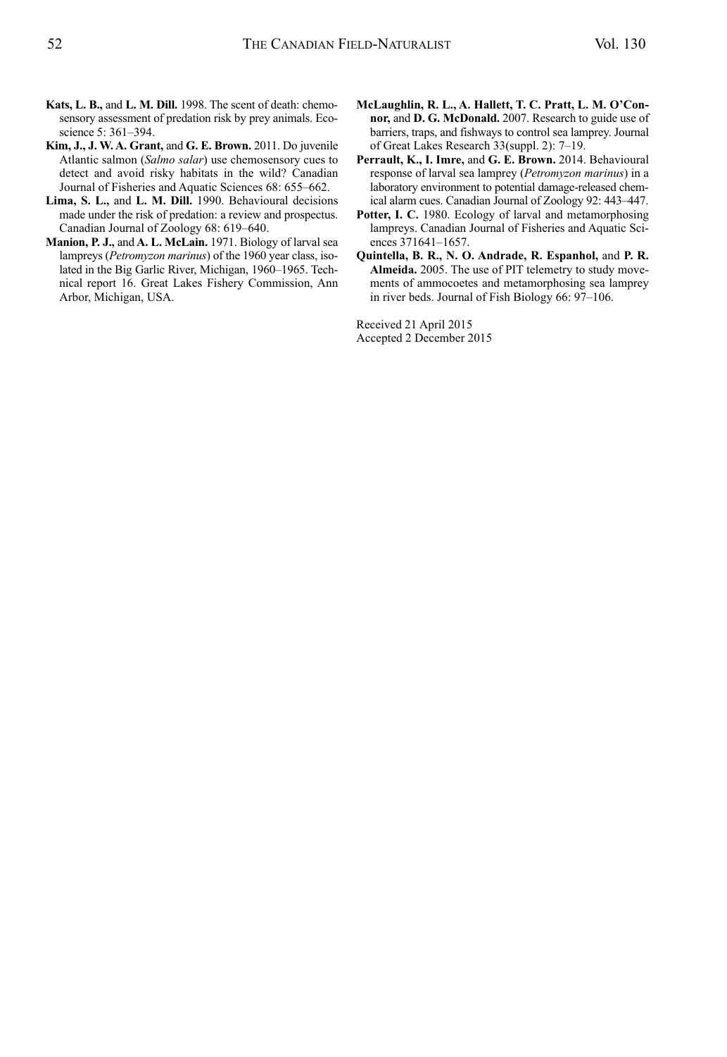**Kats, L. B.,** and **L. M. Dill.** 1998. The scent of death: chemosensory assessment of predation risk by prey animals. Ecoscience 5: 361–394.

**Kim, J., J. W. A. Grant,** and **G. E. Brown.** 2011. Do juvenile Atlantic salmon (*Salmo salar*) use chemosensory cues to detect and avoid risky habitats in the wild? Canadian Journal of Fisheries and Aquatic Sciences 68: 655–662.

**Lima, S. L.,** and **L. M. Dill.** 1990. Behavioural decisions made under the risk of predation: a review and prospectus. Canadian Journal of Zoology 68: 619–640.

**Manion, P. J.,** and **A. L. McLain.** 1971. Biology of larval sea lampreys (*Petromyzon marinus*) of the 1960 year class, isolated in the Big Garlic River, Michigan, 1960–1965. Technical report 16. Great Lakes Fishery Commission, Ann Arbor, Michigan, USA.

**McLaughlin, R. L., A. Hallett, T. C. Pratt, L. M. O'Connor,** and **D. G. McDonald.** 2007. Research to guide use of barriers, traps, and fishways to control sea lamprey. Journal of Great Lakes Research 33(suppl. 2): 7–19.

**Perrault, K., I. Imre,** and **G. E. Brown.** 2014. Behavioural response of larval sea lamprey (*Petromyzon marinus*) in a laboratory environment to potential damage-released chemical alarm cues. Canadian Journal of Zoology 92: 443–447.

**Potter, I. C.** 1980. Ecology of larval and metamorphosing lampreys. Canadian Journal of Fisheries and Aquatic Sciences 371641–1657.

**Quintella, B. R., N. O. Andrade, R. Espanhol,** and **P. R. Almeida.** 2005. The use of PIT telemetry to study movements of ammocoetes and metamorphosing sea lamprey in river beds. Journal of Fish Biology 66: 97–106.

Received 21 April 2015
Accepted 2 December 2015